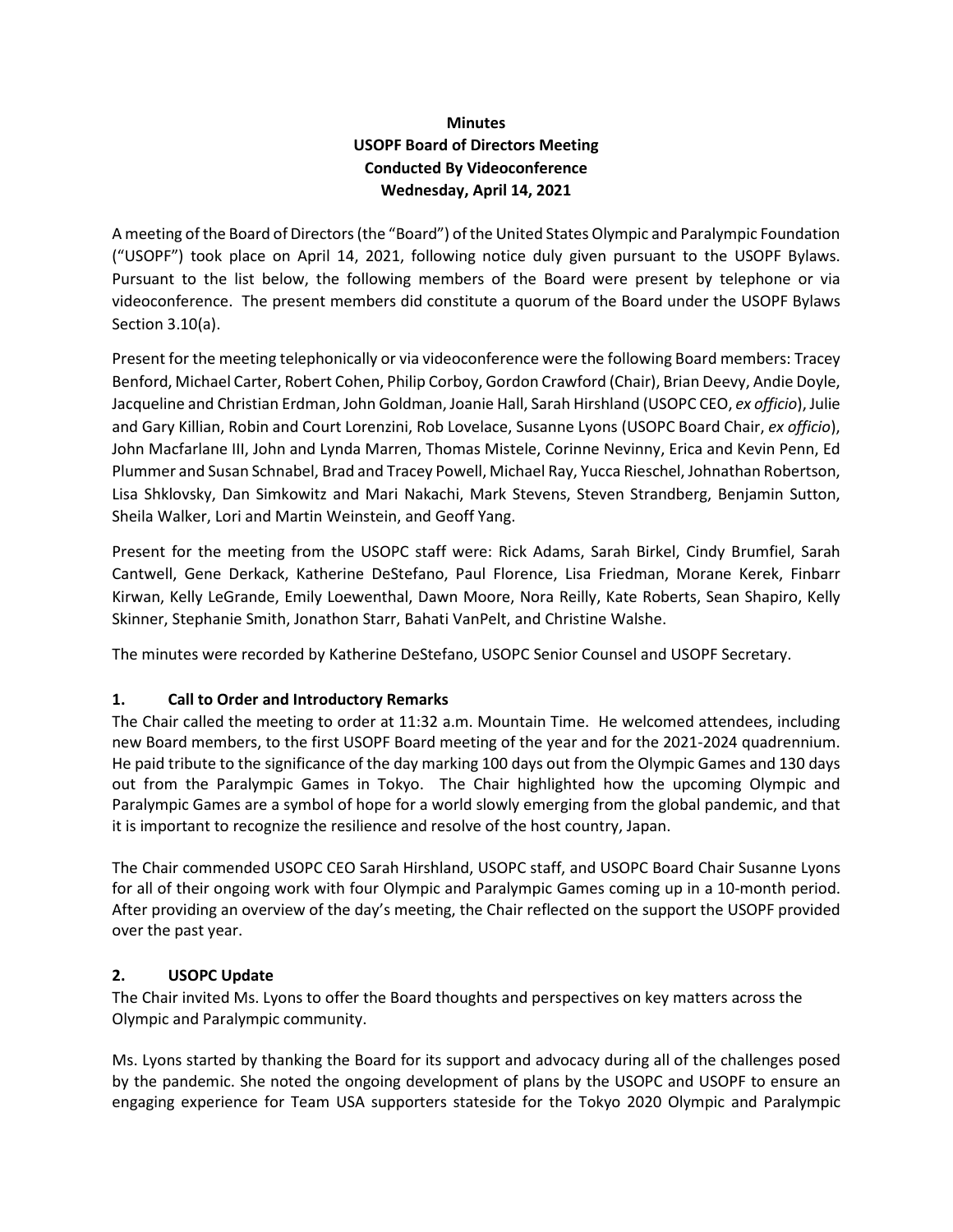**Minutes**
**USOPF Board of Directors Meeting**
**Conducted By Videoconference**
**Wednesday, April 14, 2021**

A meeting of the Board of Directors (the "Board") of the United States Olympic and Paralympic Foundation ("USOPF") took place on April 14, 2021, following notice duly given pursuant to the USOPF Bylaws. Pursuant to the list below, the following members of the Board were present by telephone or via videoconference. The present members did constitute a quorum of the Board under the USOPF Bylaws Section 3.10(a).

Present for the meeting telephonically or via videoconference were the following Board members: Tracey Benford, Michael Carter, Robert Cohen, Philip Corboy, Gordon Crawford (Chair), Brian Deevy, Andie Doyle, Jacqueline and Christian Erdman, John Goldman, Joanie Hall, Sarah Hirshland (USOPC CEO, *ex officio*), Julie and Gary Killian, Robin and Court Lorenzini, Rob Lovelace, Susanne Lyons (USOPC Board Chair, *ex officio*), John Macfarlane III, John and Lynda Marren, Thomas Mistele, Corinne Nevinny, Erica and Kevin Penn, Ed Plummer and Susan Schnabel, Brad and Tracey Powell, Michael Ray, Yucca Rieschel, Johnathan Robertson, Lisa Shklovsky, Dan Simkowitz and Mari Nakachi, Mark Stevens, Steven Strandberg, Benjamin Sutton, Sheila Walker, Lori and Martin Weinstein, and Geoff Yang.

Present for the meeting from the USOPC staff were: Rick Adams, Sarah Birkel, Cindy Brumfiel, Sarah Cantwell, Gene Derkack, Katherine DeStefano, Paul Florence, Lisa Friedman, Morane Kerek, Finbarr Kirwan, Kelly LeGrande, Emily Loewenthal, Dawn Moore, Nora Reilly, Kate Roberts, Sean Shapiro, Kelly Skinner, Stephanie Smith, Jonathon Starr, Bahati VanPelt, and Christine Walshe.

The minutes were recorded by Katherine DeStefano, USOPC Senior Counsel and USOPF Secretary.

## 1. Call to Order and Introductory Remarks

The Chair called the meeting to order at 11:32 a.m. Mountain Time. He welcomed attendees, including new Board members, to the first USOPF Board meeting of the year and for the 2021-2024 quadrennium. He paid tribute to the significance of the day marking 100 days out from the Olympic Games and 130 days out from the Paralympic Games in Tokyo. The Chair highlighted how the upcoming Olympic and Paralympic Games are a symbol of hope for a world slowly emerging from the global pandemic, and that it is important to recognize the resilience and resolve of the host country, Japan.

The Chair commended USOPC CEO Sarah Hirshland, USOPC staff, and USOPC Board Chair Susanne Lyons for all of their ongoing work with four Olympic and Paralympic Games coming up in a 10-month period. After providing an overview of the day's meeting, the Chair reflected on the support the USOPF provided over the past year.

## 2. USOPC Update

The Chair invited Ms. Lyons to offer the Board thoughts and perspectives on key matters across the Olympic and Paralympic community.

Ms. Lyons started by thanking the Board for its support and advocacy during all of the challenges posed by the pandemic. She noted the ongoing development of plans by the USOPC and USOPF to ensure an engaging experience for Team USA supporters stateside for the Tokyo 2020 Olympic and Paralympic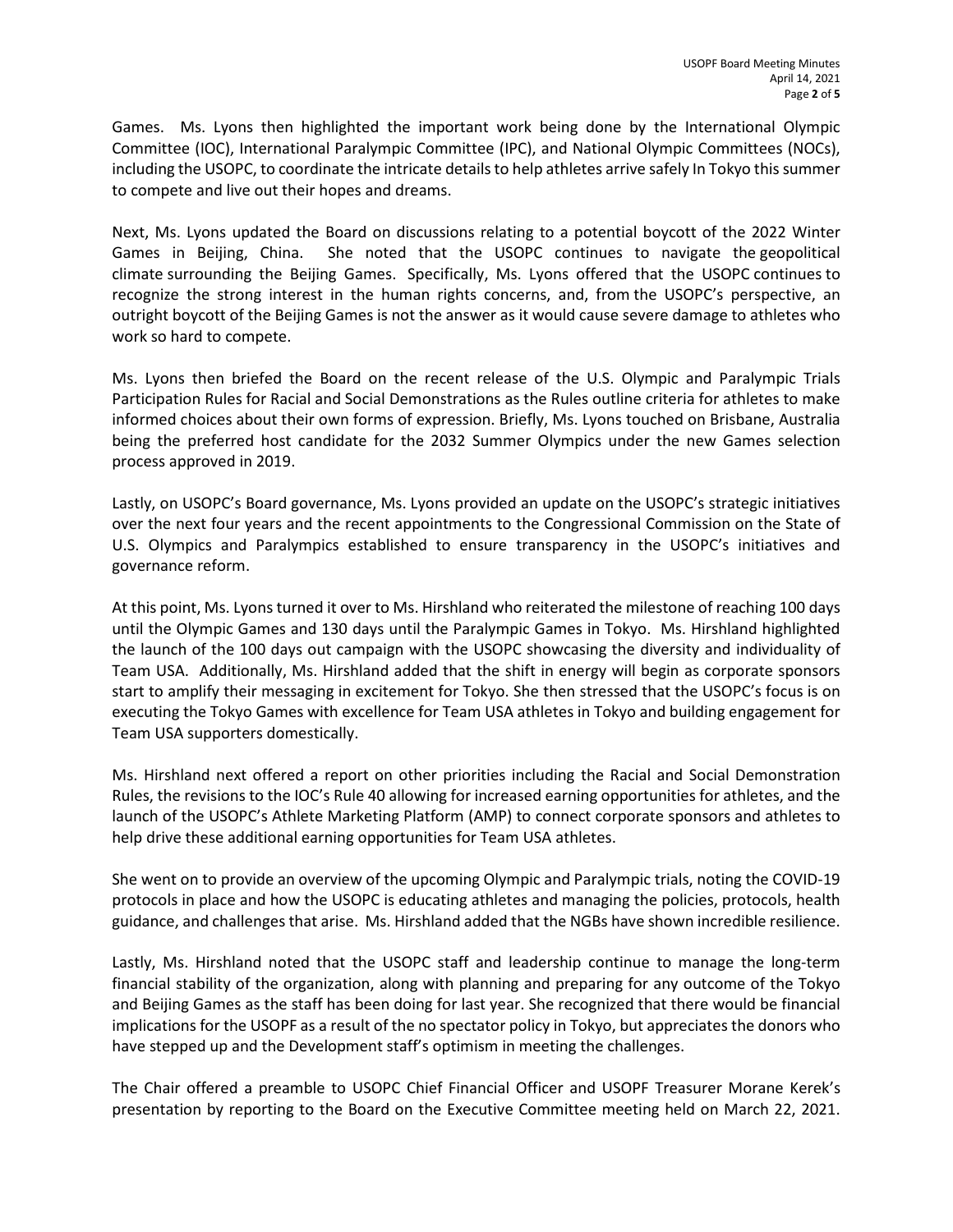Games. Ms. Lyons then highlighted the important work being done by the International Olympic Committee (IOC), International Paralympic Committee (IPC), and National Olympic Committees (NOCs), including the USOPC, to coordinate the intricate details to help athletes arrive safely In Tokyo this summer to compete and live out their hopes and dreams.

Next, Ms. Lyons updated the Board on discussions relating to a potential boycott of the 2022 Winter Games in Beijing, China. She noted that the USOPC continues to navigate the geopolitical climate surrounding the Beijing Games. Specifically, Ms. Lyons offered that the USOPC continues to recognize the strong interest in the human rights concerns, and, from the USOPC's perspective, an outright boycott of the Beijing Games is not the answer as it would cause severe damage to athletes who work so hard to compete.

Ms. Lyons then briefed the Board on the recent release of the U.S. Olympic and Paralympic Trials Participation Rules for Racial and Social Demonstrations as the Rules outline criteria for athletes to make informed choices about their own forms of expression. Briefly, Ms. Lyons touched on Brisbane, Australia being the preferred host candidate for the 2032 Summer Olympics under the new Games selection process approved in 2019.

Lastly, on USOPC's Board governance, Ms. Lyons provided an update on the USOPC's strategic initiatives over the next four years and the recent appointments to the Congressional Commission on the State of U.S. Olympics and Paralympics established to ensure transparency in the USOPC's initiatives and governance reform.

At this point, Ms. Lyons turned it over to Ms. Hirshland who reiterated the milestone of reaching 100 days until the Olympic Games and 130 days until the Paralympic Games in Tokyo. Ms. Hirshland highlighted the launch of the 100 days out campaign with the USOPC showcasing the diversity and individuality of Team USA. Additionally, Ms. Hirshland added that the shift in energy will begin as corporate sponsors start to amplify their messaging in excitement for Tokyo. She then stressed that the USOPC's focus is on executing the Tokyo Games with excellence for Team USA athletes in Tokyo and building engagement for Team USA supporters domestically.

Ms. Hirshland next offered a report on other priorities including the Racial and Social Demonstration Rules, the revisions to the IOC's Rule 40 allowing for increased earning opportunities for athletes, and the launch of the USOPC's Athlete Marketing Platform (AMP) to connect corporate sponsors and athletes to help drive these additional earning opportunities for Team USA athletes.

She went on to provide an overview of the upcoming Olympic and Paralympic trials, noting the COVID-19 protocols in place and how the USOPC is educating athletes and managing the policies, protocols, health guidance, and challenges that arise. Ms. Hirshland added that the NGBs have shown incredible resilience.

Lastly, Ms. Hirshland noted that the USOPC staff and leadership continue to manage the long-term financial stability of the organization, along with planning and preparing for any outcome of the Tokyo and Beijing Games as the staff has been doing for last year. She recognized that there would be financial implications for the USOPF as a result of the no spectator policy in Tokyo, but appreciates the donors who have stepped up and the Development staff's optimism in meeting the challenges.

The Chair offered a preamble to USOPC Chief Financial Officer and USOPF Treasurer Morane Kerek's presentation by reporting to the Board on the Executive Committee meeting held on March 22, 2021.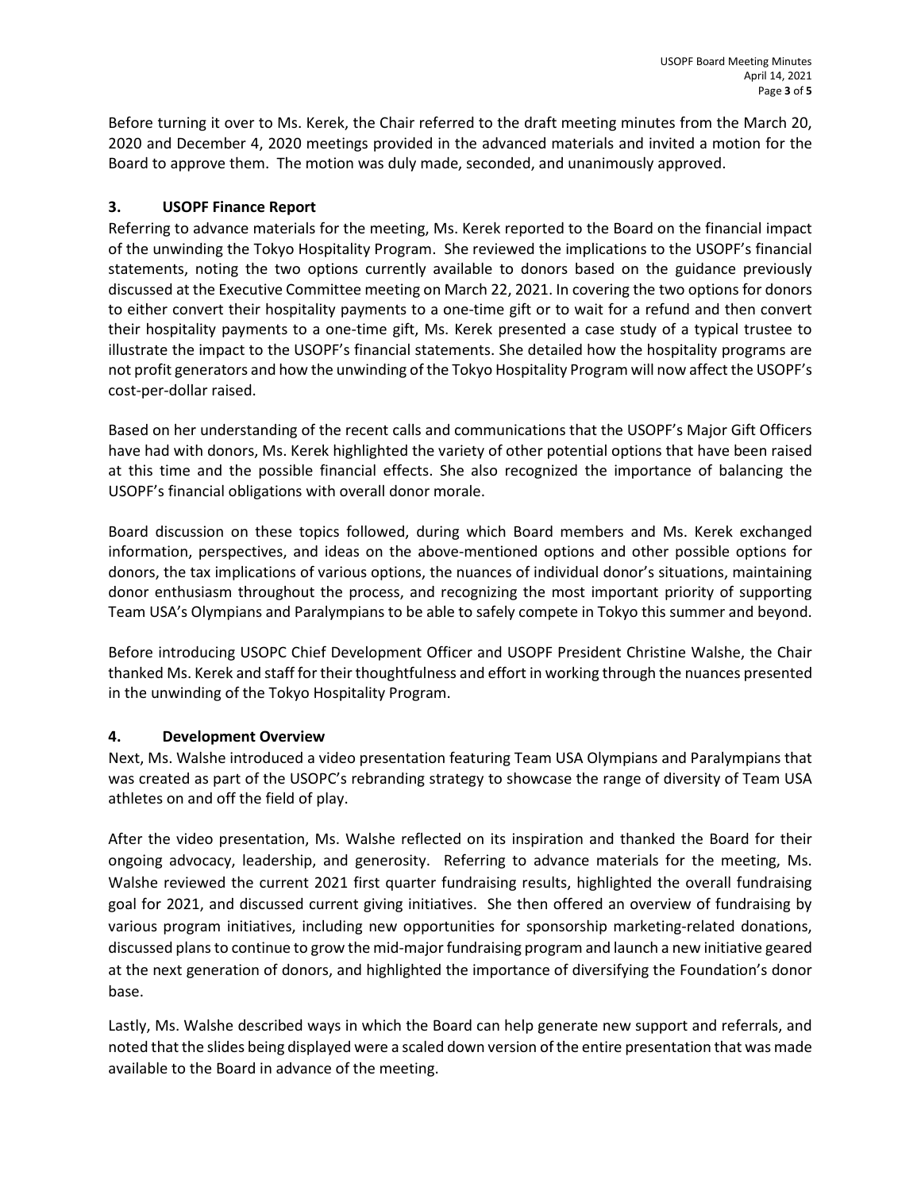Before turning it over to Ms. Kerek, the Chair referred to the draft meeting minutes from the March 20, 2020 and December 4, 2020 meetings provided in the advanced materials and invited a motion for the Board to approve them. The motion was duly made, seconded, and unanimously approved.

### 3. USOPF Finance Report

Referring to advance materials for the meeting, Ms. Kerek reported to the Board on the financial impact of the unwinding the Tokyo Hospitality Program. She reviewed the implications to the USOPF's financial statements, noting the two options currently available to donors based on the guidance previously discussed at the Executive Committee meeting on March 22, 2021. In covering the two options for donors to either convert their hospitality payments to a one-time gift or to wait for a refund and then convert their hospitality payments to a one-time gift, Ms. Kerek presented a case study of a typical trustee to illustrate the impact to the USOPF's financial statements. She detailed how the hospitality programs are not profit generators and how the unwinding of the Tokyo Hospitality Program will now affect the USOPF's cost-per-dollar raised.

Based on her understanding of the recent calls and communications that the USOPF's Major Gift Officers have had with donors, Ms. Kerek highlighted the variety of other potential options that have been raised at this time and the possible financial effects. She also recognized the importance of balancing the USOPF's financial obligations with overall donor morale.

Board discussion on these topics followed, during which Board members and Ms. Kerek exchanged information, perspectives, and ideas on the above-mentioned options and other possible options for donors, the tax implications of various options, the nuances of individual donor's situations, maintaining donor enthusiasm throughout the process, and recognizing the most important priority of supporting Team USA's Olympians and Paralympians to be able to safely compete in Tokyo this summer and beyond.

Before introducing USOPC Chief Development Officer and USOPF President Christine Walshe, the Chair thanked Ms. Kerek and staff for their thoughtfulness and effort in working through the nuances presented in the unwinding of the Tokyo Hospitality Program.

### 4. Development Overview

Next, Ms. Walshe introduced a video presentation featuring Team USA Olympians and Paralympians that was created as part of the USOPC's rebranding strategy to showcase the range of diversity of Team USA athletes on and off the field of play.

After the video presentation, Ms. Walshe reflected on its inspiration and thanked the Board for their ongoing advocacy, leadership, and generosity. Referring to advance materials for the meeting, Ms. Walshe reviewed the current 2021 first quarter fundraising results, highlighted the overall fundraising goal for 2021, and discussed current giving initiatives. She then offered an overview of fundraising by various program initiatives, including new opportunities for sponsorship marketing-related donations, discussed plans to continue to grow the mid-major fundraising program and launch a new initiative geared at the next generation of donors, and highlighted the importance of diversifying the Foundation's donor base.

Lastly, Ms. Walshe described ways in which the Board can help generate new support and referrals, and noted that the slides being displayed were a scaled down version of the entire presentation that was made available to the Board in advance of the meeting.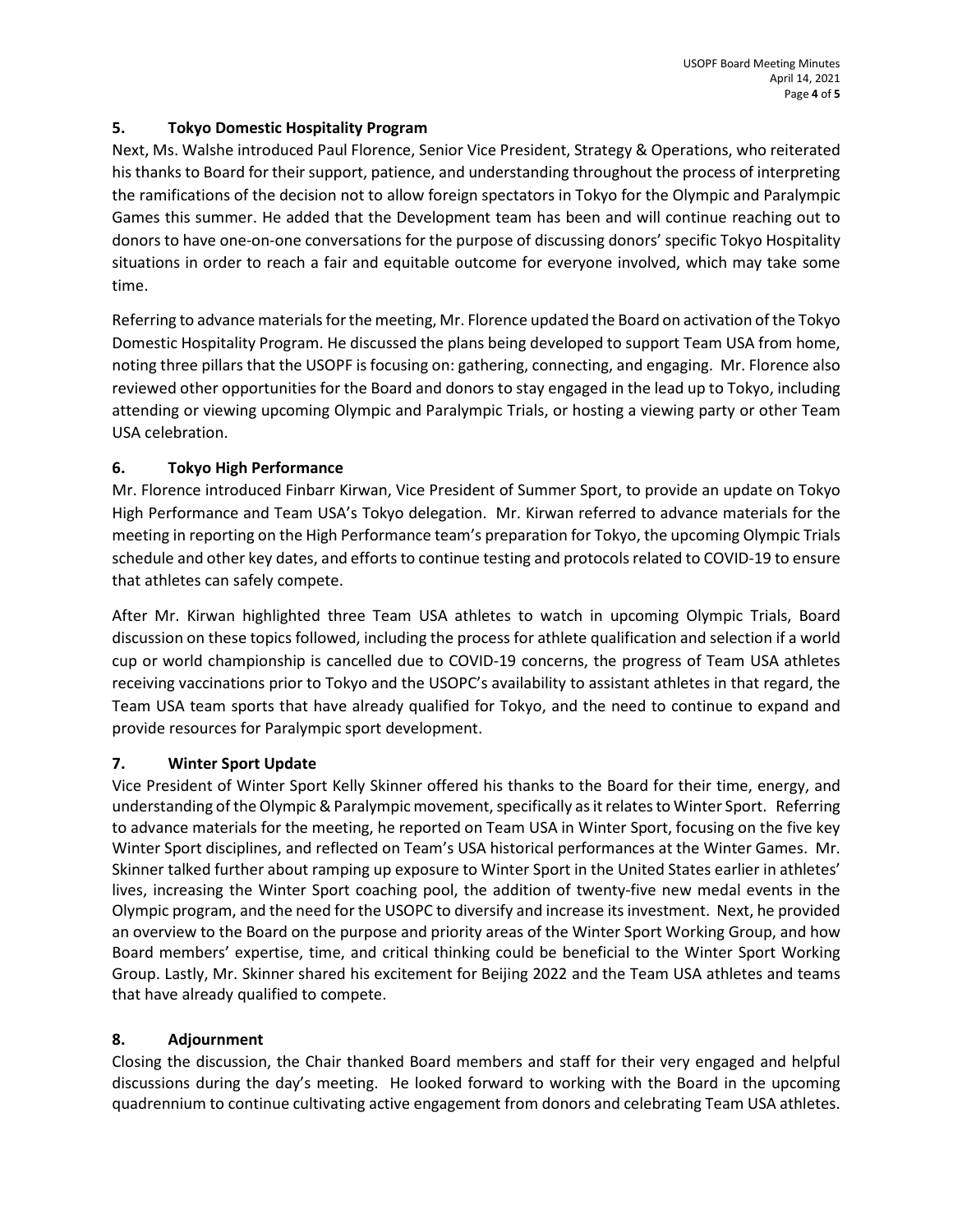## 5. Tokyo Domestic Hospitality Program

Next, Ms. Walshe introduced Paul Florence, Senior Vice President, Strategy & Operations, who reiterated his thanks to Board for their support, patience, and understanding throughout the process of interpreting the ramifications of the decision not to allow foreign spectators in Tokyo for the Olympic and Paralympic Games this summer. He added that the Development team has been and will continue reaching out to donors to have one-on-one conversations for the purpose of discussing donors' specific Tokyo Hospitality situations in order to reach a fair and equitable outcome for everyone involved, which may take some time.

Referring to advance materials for the meeting, Mr. Florence updated the Board on activation of the Tokyo Domestic Hospitality Program. He discussed the plans being developed to support Team USA from home, noting three pillars that the USOPF is focusing on: gathering, connecting, and engaging. Mr. Florence also reviewed other opportunities for the Board and donors to stay engaged in the lead up to Tokyo, including attending or viewing upcoming Olympic and Paralympic Trials, or hosting a viewing party or other Team USA celebration.

## 6. Tokyo High Performance

Mr. Florence introduced Finbarr Kirwan, Vice President of Summer Sport, to provide an update on Tokyo High Performance and Team USA's Tokyo delegation. Mr. Kirwan referred to advance materials for the meeting in reporting on the High Performance team's preparation for Tokyo, the upcoming Olympic Trials schedule and other key dates, and efforts to continue testing and protocols related to COVID-19 to ensure that athletes can safely compete.

After Mr. Kirwan highlighted three Team USA athletes to watch in upcoming Olympic Trials, Board discussion on these topics followed, including the process for athlete qualification and selection if a world cup or world championship is cancelled due to COVID-19 concerns, the progress of Team USA athletes receiving vaccinations prior to Tokyo and the USOPC's availability to assistant athletes in that regard, the Team USA team sports that have already qualified for Tokyo, and the need to continue to expand and provide resources for Paralympic sport development.

## 7. Winter Sport Update

Vice President of Winter Sport Kelly Skinner offered his thanks to the Board for their time, energy, and understanding of the Olympic & Paralympic movement, specifically as it relates to Winter Sport. Referring to advance materials for the meeting, he reported on Team USA in Winter Sport, focusing on the five key Winter Sport disciplines, and reflected on Team's USA historical performances at the Winter Games. Mr. Skinner talked further about ramping up exposure to Winter Sport in the United States earlier in athletes' lives, increasing the Winter Sport coaching pool, the addition of twenty-five new medal events in the Olympic program, and the need for the USOPC to diversify and increase its investment. Next, he provided an overview to the Board on the purpose and priority areas of the Winter Sport Working Group, and how Board members' expertise, time, and critical thinking could be beneficial to the Winter Sport Working Group. Lastly, Mr. Skinner shared his excitement for Beijing 2022 and the Team USA athletes and teams that have already qualified to compete.

## 8. Adjournment

Closing the discussion, the Chair thanked Board members and staff for their very engaged and helpful discussions during the day's meeting. He looked forward to working with the Board in the upcoming quadrennium to continue cultivating active engagement from donors and celebrating Team USA athletes.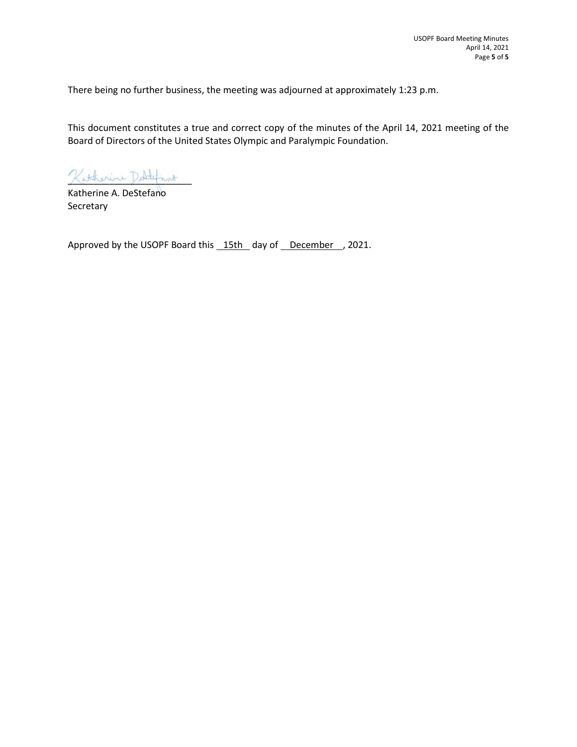There being no further business, the meeting was adjourned at approximately 1:23 p.m.

This document constitutes a true and correct copy of the minutes of the April 14, 2021 meeting of the Board of Directors of the United States Olympic and Paralympic Foundation.

Katherine DeStefano
Katherine A. DeStefano
Secretary

Approved by the USOPF Board this 15th day of December, 2021.